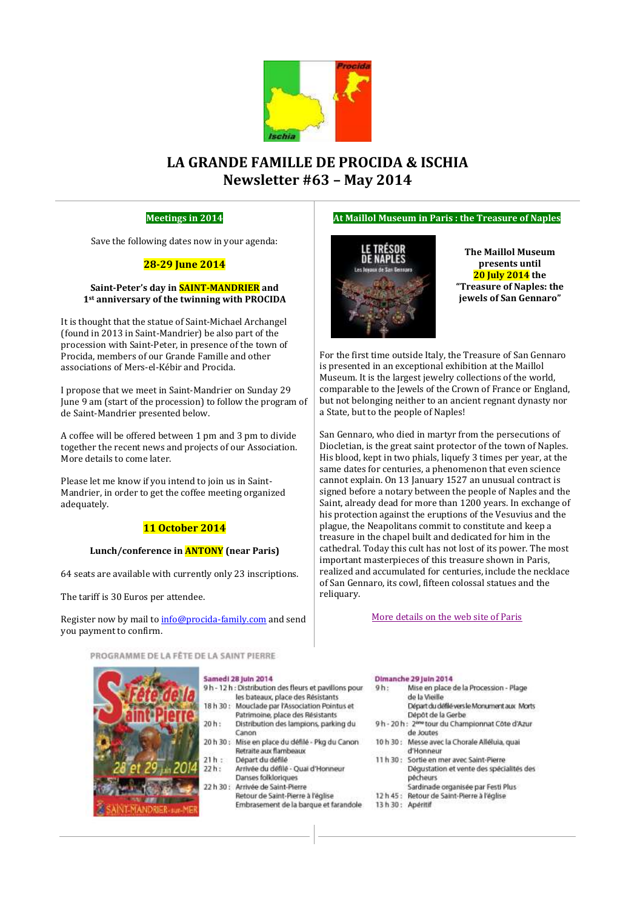# LA GRANDE FAMILLE DE PROCIDA & ISCHIA
# Newsletter #63 – May 2014

## Meetings in 2014

Save the following dates now in your agenda:

### 28-29 June 2014

**Saint-Peter's day in SAINT-MANDRIER and 1st anniversary of the twinning with PROCIDA**

It is thought that the statue of Saint-Michael Archangel (found in 2013 in Saint-Mandrier) be also part of the procession with Saint-Peter, in presence of the town of Procida, members of our Grande Famille and other associations of Mers-el-Kébir and Procida.

I propose that we meet in Saint-Mandrier on Sunday 29 June 9 am (start of the procession) to follow the program of de Saint-Mandrier presented below.

A coffee will be offered between 1 pm and 3 pm to divide together the recent news and projects of our Association. More details to come later.

Please let me know if you intend to join us in Saint-Mandrier, in order to get the coffee meeting organized adequately.

### 11 October 2014

**Lunch/conference in ANTONY (near Paris)**

64 seats are available with currently only 23 inscriptions.

The tariff is 30 Euros per attendee.

Register now by mail to info@procida-family.com and send you payment to confirm.

## At Maillol Museum in Paris : the Treasure of Naples

LE TRÉSOR DE NAPLES
Les Joyaux de San Gennaro

**The Maillol Museum presents until 20 July 2014 the "Treasure of Naples: the jewels of San Gennaro"**

For the first time outside Italy, the Treasure of San Gennaro is presented in an exceptional exhibition at the Maillol Museum. It is the largest jewelry collections of the world, comparable to the Jewels of the Crown of France or England, but not belonging neither to an ancient regnant dynasty nor a State, but to the people of Naples!

San Gennaro, who died in martyr from the persecutions of Diocletian, is the great saint protector of the town of Naples. His blood, kept in two phials, liquefy 3 times per year, at the same dates for centuries, a phenomenon that even science cannot explain. On 13 January 1527 an unusual contract is signed before a notary between the people of Naples and the Saint, already dead for more than 1200 years. In exchange of his protection against the eruptions of the Vesuvius and the plague, the Neapolitans commit to constitute and keep a treasure in the chapel built and dedicated for him in the cathedral. Today this cult has not lost of its power. The most important masterpieces of this treasure shown in Paris, realized and accumulated for centuries, include the necklace of San Gennaro, its cowl, fifteen colossal statues and the reliquary.

More details on the web site of Paris

## PROGRAMME DE LA FÊTE DE LA SAINT PIERRE

Fête de la Saint Pierre
28 et 29 juin 2014
SAINT-MANDRIER-sur-MER

**Samedi 28 Juin 2014**

- 9 h - 12 h : Distribution des fleurs et pavillons pour les bateaux, place des Résistants
- 18 h 30 : Mouclade par l'Association Pointus et Patrimoine, place des Résistants
- 20 h : Distribution des lampions, parking du Canon
- 20 h 30 : Mise en place du défilé - Pkg du Canon, Retraite aux flambeaux
- 21 h : Départ du défilé
- 22 h : Arrivée du défilé - Quai d'Honneur, Danses folkloriques
- 22 h 30 : Arrivée de Saint-Pierre, Retour de Saint-Pierre à l'église, Embrasement de la barque et farandole

**Dimanche 29 Juin 2014**

- 9 h : Mise en place de la Procession - Plage de la Vieille, Départ du défilé vers le Monument aux Morts, Dépôt de la Gerbe
- 9 h - 20 h : 2ème tour du Championnat Côte d'Azur de Joutes
- 10 h 30 : Messe avec la Chorale Alléluia, quai d'Honneur
- 11 h 30 : Sortie en mer avec Saint-Pierre, Dégustation et vente des spécialités des pêcheurs, Sardinade organisée par Festi Plus
- 12 h 45 : Retour de Saint-Pierre à l'église
- 13 h 30 : Apéritif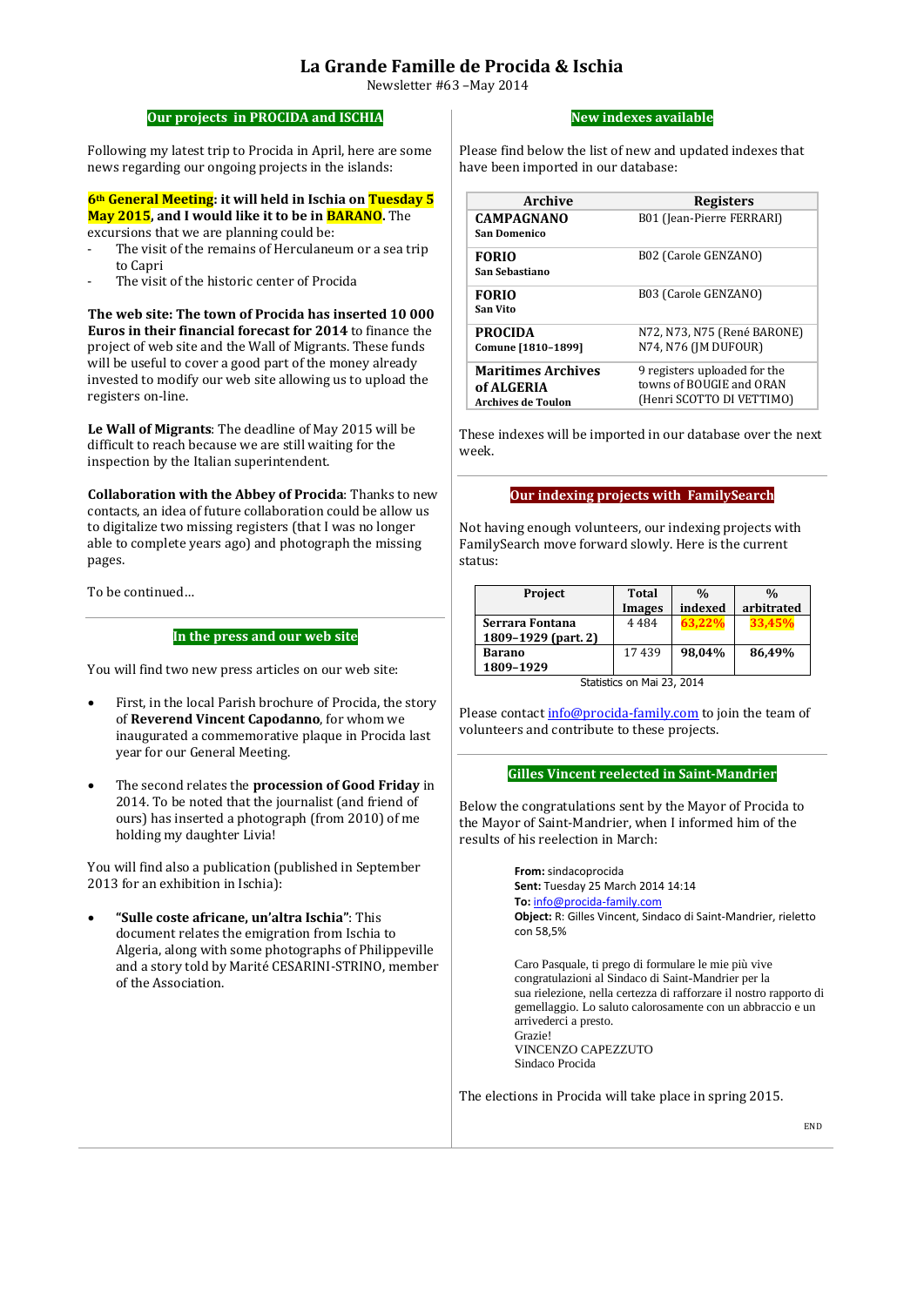# La Grande Famille de Procida & Ischia

Newsletter #63 –May 2014

## Our projects in PROCIDA and ISCHIA

Following my latest trip to Procida in April, here are some news regarding our ongoing projects in the islands:

**6th General Meeting: it will held in Ischia on Tuesday 5 May 2015, and I would like it to be in BARANO**. The excursions that we are planning could be:

- The visit of the remains of Herculaneum or a sea trip to Capri
- The visit of the historic center of Procida

**The web site: The town of Procida has inserted 10 000 Euros in their financial forecast for 2014** to finance the project of web site and the Wall of Migrants. These funds will be useful to cover a good part of the money already invested to modify our web site allowing us to upload the registers on-line.

**Le Wall of Migrants**: The deadline of May 2015 will be difficult to reach because we are still waiting for the inspection by the Italian superintendent.

**Collaboration with the Abbey of Procida**: Thanks to new contacts, an idea of future collaboration could be allow us to digitalize two missing registers (that I was no longer able to complete years ago) and photograph the missing pages.

To be continued…

## In the press and our web site

You will find two new press articles on our web site:

- First, in the local Parish brochure of Procida, the story of **Reverend Vincent Capodanno**, for whom we inaugurated a commemorative plaque in Procida last year for our General Meeting.
- The second relates the **procession of Good Friday** in 2014. To be noted that the journalist (and friend of ours) has inserted a photograph (from 2010) of me holding my daughter Livia!

You will find also a publication (published in September 2013 for an exhibition in Ischia):

- **"Sulle coste africane, un'altra Ischia"**: This document relates the emigration from Ischia to Algeria, along with some photographs of Philippeville and a story told by Marité CESARINI-STRINO, member of the Association.

## New indexes available

Please find below the list of new and updated indexes that have been imported in our database:

| Archive | Registers |
|---|---|
| **CAMPAGNANO**<br>**San Domenico** | B01 (Jean-Pierre FERRARI) |
| **FORIO**<br>**San Sebastiano** | B02 (Carole GENZANO) |
| **FORIO**<br>**San Vito** | B03 (Carole GENZANO) |
| **PROCIDA**<br>**Comune [1810–1899]** | N72, N73, N75 (René BARONE)<br>N74, N76 (JM DUFOUR) |
| **Maritimes Archives of ALGERIA**<br>**Archives de Toulon** | 9 registers uploaded for the towns of BOUGIE and ORAN (Henri SCOTTO DI VETTIMO) |

These indexes will be imported in our database over the next week.

## Our indexing projects with FamilySearch

Not having enough volunteers, our indexing projects with FamilySearch move forward slowly. Here is the current status:

| Project | Total Images | % indexed | % arbitrated |
|---|---|---|---|
| **Serrara Fontana 1809–1929 (part. 2)** | 4 484 | 63,22% | 33,45% |
| **Barano 1809–1929** | 17 439 | **98,04%** | **86,49%** |

Statistics on Mai 23, 2014

Please contact info@procida-family.com to join the team of volunteers and contribute to these projects.

## Gilles Vincent reelected in Saint-Mandrier

Below the congratulations sent by the Mayor of Procida to the Mayor of Saint-Mandrier, when I informed him of the results of his reelection in March:

> **From:** sindacoprocida
> **Sent:** Tuesday 25 March 2014 14:14
> **To:** info@procida-family.com
> **Object:** R: Gilles Vincent, Sindaco di Saint-Mandrier, rieletto con 58,5%
>
> Caro Pasquale, ti prego di formulare le mie più vive congratulazioni al Sindaco di Saint-Mandrier per la sua rielezione, nella certezza di rafforzare il nostro rapporto di gemellaggio. Lo saluto calorosamente con un abbraccio e un arrivederci a presto.
> Grazie!
> VINCENZO CAPEZZUTO
> Sindaco Procida

The elections in Procida will take place in spring 2015.

END